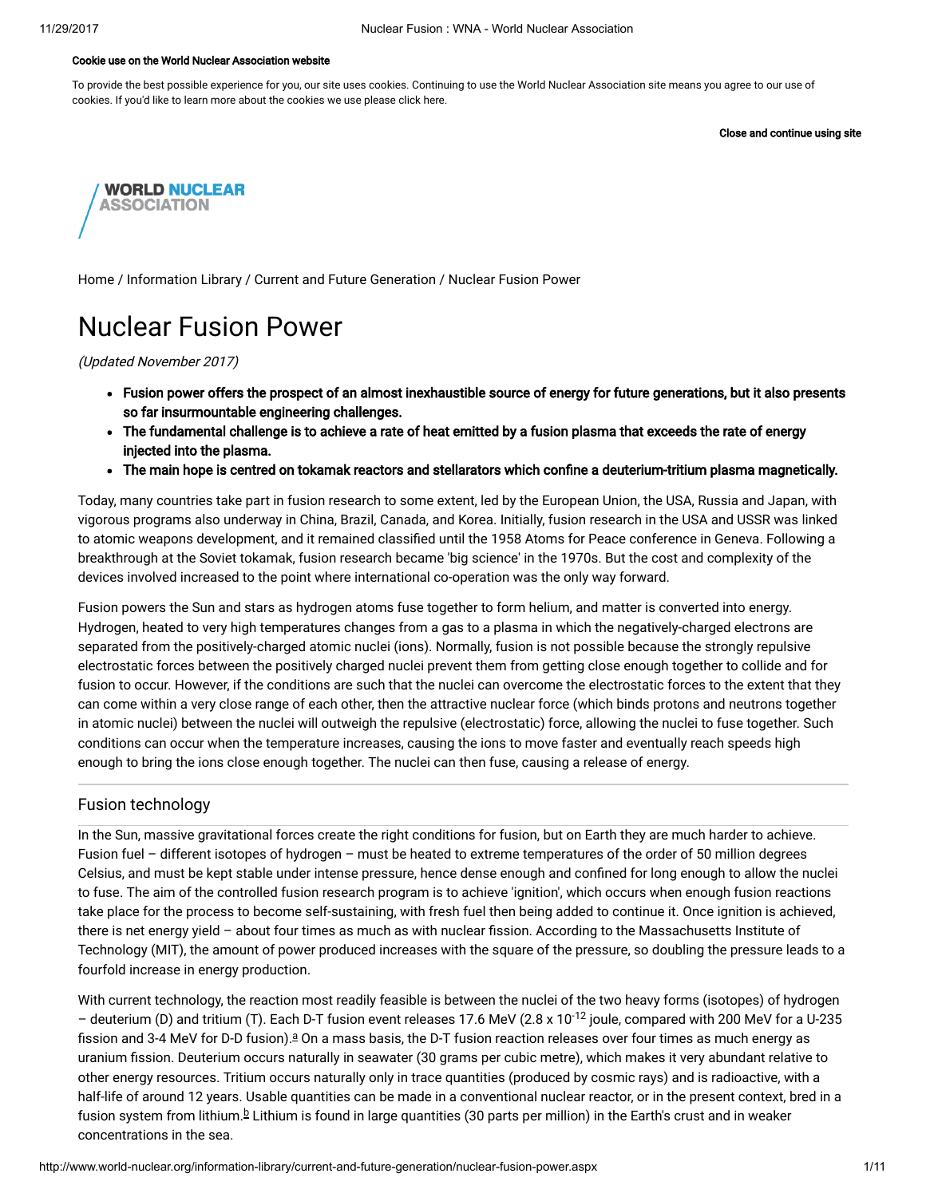Cookie use on the World Nuclear Association website

To provide the best possible experience for you, our site uses cookies. Continuing to use the World Nuclear Association site means you agree to our use of cookies. If you'd like to learn more about the cookies we use please click here.

Close and continue using site

WORLD NUCLEAR ASSOCIATION

Home / Information Library / Current and Future Generation / Nuclear Fusion Power

# Nuclear Fusion Power

*(Updated November 2017)*

- **Fusion power offers the prospect of an almost inexhaustible source of energy for future generations, but it also presents so far insurmountable engineering challenges.**
- **The fundamental challenge is to achieve a rate of heat emitted by a fusion plasma that exceeds the rate of energy injected into the plasma.**
- **The main hope is centred on tokamak reactors and stellarators which confine a deuterium-tritium plasma magnetically.**

Today, many countries take part in fusion research to some extent, led by the European Union, the USA, Russia and Japan, with vigorous programs also underway in China, Brazil, Canada, and Korea. Initially, fusion research in the USA and USSR was linked to atomic weapons development, and it remained classified until the 1958 Atoms for Peace conference in Geneva. Following a breakthrough at the Soviet tokamak, fusion research became 'big science' in the 1970s. But the cost and complexity of the devices involved increased to the point where international co-operation was the only way forward.

Fusion powers the Sun and stars as hydrogen atoms fuse together to form helium, and matter is converted into energy. Hydrogen, heated to very high temperatures changes from a gas to a plasma in which the negatively-charged electrons are separated from the positively-charged atomic nuclei (ions). Normally, fusion is not possible because the strongly repulsive electrostatic forces between the positively charged nuclei prevent them from getting close enough together to collide and for fusion to occur. However, if the conditions are such that the nuclei can overcome the electrostatic forces to the extent that they can come within a very close range of each other, then the attractive nuclear force (which binds protons and neutrons together in atomic nuclei) between the nuclei will outweigh the repulsive (electrostatic) force, allowing the nuclei to fuse together. Such conditions can occur when the temperature increases, causing the ions to move faster and eventually reach speeds high enough to bring the ions close enough together. The nuclei can then fuse, causing a release of energy.

## Fusion technology

In the Sun, massive gravitational forces create the right conditions for fusion, but on Earth they are much harder to achieve. Fusion fuel – different isotopes of hydrogen – must be heated to extreme temperatures of the order of 50 million degrees Celsius, and must be kept stable under intense pressure, hence dense enough and confined for long enough to allow the nuclei to fuse. The aim of the controlled fusion research program is to achieve 'ignition', which occurs when enough fusion reactions take place for the process to become self-sustaining, with fresh fuel then being added to continue it. Once ignition is achieved, there is net energy yield – about four times as much as with nuclear fission. According to the Massachusetts Institute of Technology (MIT), the amount of power produced increases with the square of the pressure, so doubling the pressure leads to a fourfold increase in energy production.

With current technology, the reaction most readily feasible is between the nuclei of the two heavy forms (isotopes) of hydrogen – deuterium (D) and tritium (T). Each D-T fusion event releases 17.6 MeV ($2.8 \times 10^{-12}$ joule, compared with 200 MeV for a U-235 fission and 3-4 MeV for D-D fusion).[a] On a mass basis, the D-T fusion reaction releases over four times as much energy as uranium fission. Deuterium occurs naturally in seawater (30 grams per cubic metre), which makes it very abundant relative to other energy resources. Tritium occurs naturally only in trace quantities (produced by cosmic rays) and is radioactive, with a half-life of around 12 years. Usable quantities can be made in a conventional nuclear reactor, or in the present context, bred in a fusion system from lithium.[b] Lithium is found in large quantities (30 parts per million) in the Earth's crust and in weaker concentrations in the sea.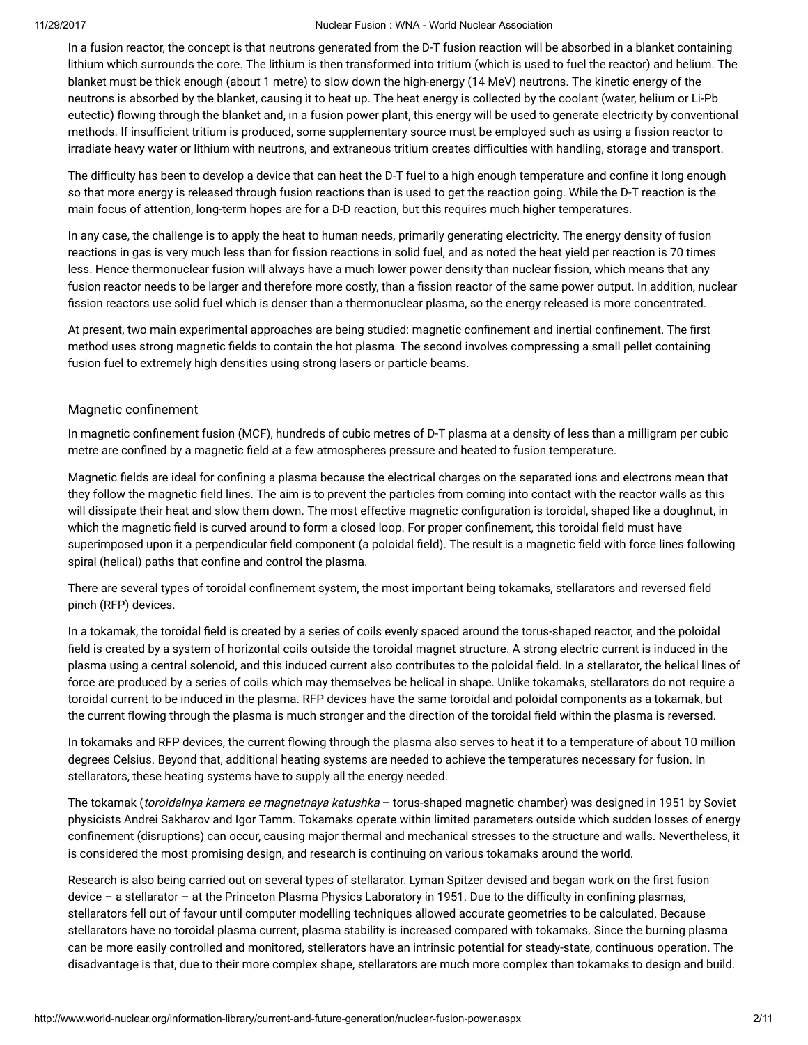In a fusion reactor, the concept is that neutrons generated from the D-T fusion reaction will be absorbed in a blanket containing lithium which surrounds the core. The lithium is then transformed into tritium (which is used to fuel the reactor) and helium. The blanket must be thick enough (about 1 metre) to slow down the high-energy (14 MeV) neutrons. The kinetic energy of the neutrons is absorbed by the blanket, causing it to heat up. The heat energy is collected by the coolant (water, helium or Li-Pb eutectic) flowing through the blanket and, in a fusion power plant, this energy will be used to generate electricity by conventional methods. If insufficient tritium is produced, some supplementary source must be employed such as using a fission reactor to irradiate heavy water or lithium with neutrons, and extraneous tritium creates difficulties with handling, storage and transport.

The difficulty has been to develop a device that can heat the D-T fuel to a high enough temperature and confine it long enough so that more energy is released through fusion reactions than is used to get the reaction going. While the D-T reaction is the main focus of attention, long-term hopes are for a D-D reaction, but this requires much higher temperatures.

In any case, the challenge is to apply the heat to human needs, primarily generating electricity. The energy density of fusion reactions in gas is very much less than for fission reactions in solid fuel, and as noted the heat yield per reaction is 70 times less. Hence thermonuclear fusion will always have a much lower power density than nuclear fission, which means that any fusion reactor needs to be larger and therefore more costly, than a fission reactor of the same power output. In addition, nuclear fission reactors use solid fuel which is denser than a thermonuclear plasma, so the energy released is more concentrated.

At present, two main experimental approaches are being studied: magnetic confinement and inertial confinement. The first method uses strong magnetic fields to contain the hot plasma. The second involves compressing a small pellet containing fusion fuel to extremely high densities using strong lasers or particle beams.

## Magnetic confinement

In magnetic confinement fusion (MCF), hundreds of cubic metres of D-T plasma at a density of less than a milligram per cubic metre are confined by a magnetic field at a few atmospheres pressure and heated to fusion temperature.

Magnetic fields are ideal for confining a plasma because the electrical charges on the separated ions and electrons mean that they follow the magnetic field lines. The aim is to prevent the particles from coming into contact with the reactor walls as this will dissipate their heat and slow them down. The most effective magnetic configuration is toroidal, shaped like a doughnut, in which the magnetic field is curved around to form a closed loop. For proper confinement, this toroidal field must have superimposed upon it a perpendicular field component (a poloidal field). The result is a magnetic field with force lines following spiral (helical) paths that confine and control the plasma.

There are several types of toroidal confinement system, the most important being tokamaks, stellarators and reversed field pinch (RFP) devices.

In a tokamak, the toroidal field is created by a series of coils evenly spaced around the torus-shaped reactor, and the poloidal field is created by a system of horizontal coils outside the toroidal magnet structure. A strong electric current is induced in the plasma using a central solenoid, and this induced current also contributes to the poloidal field. In a stellarator, the helical lines of force are produced by a series of coils which may themselves be helical in shape. Unlike tokamaks, stellarators do not require a toroidal current to be induced in the plasma. RFP devices have the same toroidal and poloidal components as a tokamak, but the current flowing through the plasma is much stronger and the direction of the toroidal field within the plasma is reversed.

In tokamaks and RFP devices, the current flowing through the plasma also serves to heat it to a temperature of about 10 million degrees Celsius. Beyond that, additional heating systems are needed to achieve the temperatures necessary for fusion. In stellarators, these heating systems have to supply all the energy needed.

The tokamak (*toroidalnya kamera ee magnetnaya katushka* – torus-shaped magnetic chamber) was designed in 1951 by Soviet physicists Andrei Sakharov and Igor Tamm. Tokamaks operate within limited parameters outside which sudden losses of energy confinement (disruptions) can occur, causing major thermal and mechanical stresses to the structure and walls. Nevertheless, it is considered the most promising design, and research is continuing on various tokamaks around the world.

Research is also being carried out on several types of stellarator. Lyman Spitzer devised and began work on the first fusion device – a stellarator – at the Princeton Plasma Physics Laboratory in 1951. Due to the difficulty in confining plasmas, stellarators fell out of favour until computer modelling techniques allowed accurate geometries to be calculated. Because stellarators have no toroidal plasma current, plasma stability is increased compared with tokamaks. Since the burning plasma can be more easily controlled and monitored, stellerators have an intrinsic potential for steady-state, continuous operation. The disadvantage is that, due to their more complex shape, stellarators are much more complex than tokamaks to design and build.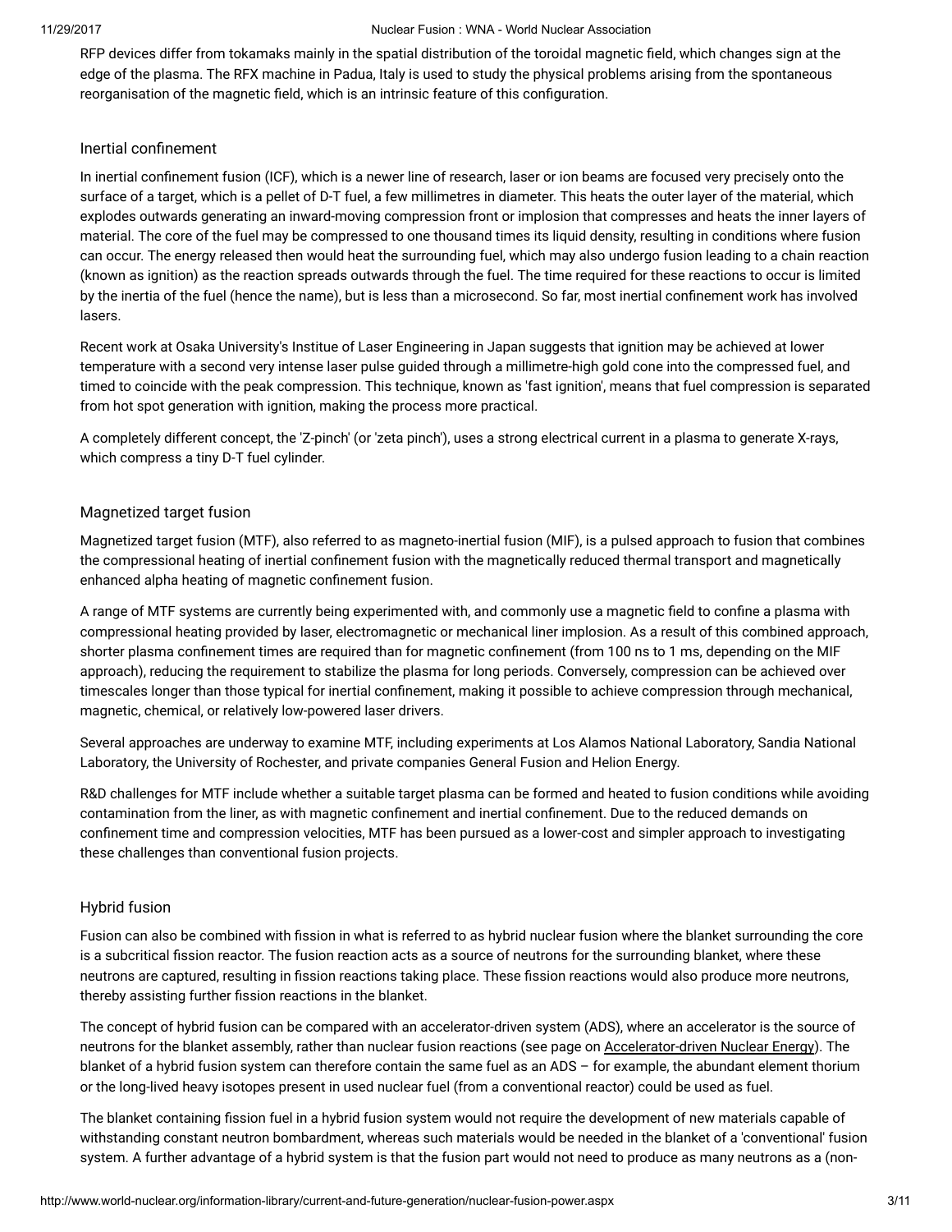RFP devices differ from tokamaks mainly in the spatial distribution of the toroidal magnetic field, which changes sign at the edge of the plasma. The RFX machine in Padua, Italy is used to study the physical problems arising from the spontaneous reorganisation of the magnetic field, which is an intrinsic feature of this configuration.

### Inertial confinement

In inertial confinement fusion (ICF), which is a newer line of research, laser or ion beams are focused very precisely onto the surface of a target, which is a pellet of D-T fuel, a few millimetres in diameter. This heats the outer layer of the material, which explodes outwards generating an inward-moving compression front or implosion that compresses and heats the inner layers of material. The core of the fuel may be compressed to one thousand times its liquid density, resulting in conditions where fusion can occur. The energy released then would heat the surrounding fuel, which may also undergo fusion leading to a chain reaction (known as ignition) as the reaction spreads outwards through the fuel. The time required for these reactions to occur is limited by the inertia of the fuel (hence the name), but is less than a microsecond. So far, most inertial confinement work has involved lasers.

Recent work at Osaka University's Institue of Laser Engineering in Japan suggests that ignition may be achieved at lower temperature with a second very intense laser pulse guided through a millimetre-high gold cone into the compressed fuel, and timed to coincide with the peak compression. This technique, known as 'fast ignition', means that fuel compression is separated from hot spot generation with ignition, making the process more practical.

A completely different concept, the 'Z-pinch' (or 'zeta pinch'), uses a strong electrical current in a plasma to generate X-rays, which compress a tiny D-T fuel cylinder.

### Magnetized target fusion

Magnetized target fusion (MTF), also referred to as magneto-inertial fusion (MIF), is a pulsed approach to fusion that combines the compressional heating of inertial confinement fusion with the magnetically reduced thermal transport and magnetically enhanced alpha heating of magnetic confinement fusion.

A range of MTF systems are currently being experimented with, and commonly use a magnetic field to confine a plasma with compressional heating provided by laser, electromagnetic or mechanical liner implosion. As a result of this combined approach, shorter plasma confinement times are required than for magnetic confinement (from 100 ns to 1 ms, depending on the MIF approach), reducing the requirement to stabilize the plasma for long periods. Conversely, compression can be achieved over timescales longer than those typical for inertial confinement, making it possible to achieve compression through mechanical, magnetic, chemical, or relatively low-powered laser drivers.

Several approaches are underway to examine MTF, including experiments at Los Alamos National Laboratory, Sandia National Laboratory, the University of Rochester, and private companies General Fusion and Helion Energy.

R&D challenges for MTF include whether a suitable target plasma can be formed and heated to fusion conditions while avoiding contamination from the liner, as with magnetic confinement and inertial confinement. Due to the reduced demands on confinement time and compression velocities, MTF has been pursued as a lower-cost and simpler approach to investigating these challenges than conventional fusion projects.

### Hybrid fusion

Fusion can also be combined with fission in what is referred to as hybrid nuclear fusion where the blanket surrounding the core is a subcritical fission reactor. The fusion reaction acts as a source of neutrons for the surrounding blanket, where these neutrons are captured, resulting in fission reactions taking place. These fission reactions would also produce more neutrons, thereby assisting further fission reactions in the blanket.

The concept of hybrid fusion can be compared with an accelerator-driven system (ADS), where an accelerator is the source of neutrons for the blanket assembly, rather than nuclear fusion reactions (see page on Accelerator-driven Nuclear Energy). The blanket of a hybrid fusion system can therefore contain the same fuel as an ADS – for example, the abundant element thorium or the long-lived heavy isotopes present in used nuclear fuel (from a conventional reactor) could be used as fuel.

The blanket containing fission fuel in a hybrid fusion system would not require the development of new materials capable of withstanding constant neutron bombardment, whereas such materials would be needed in the blanket of a 'conventional' fusion system. A further advantage of a hybrid system is that the fusion part would not need to produce as many neutrons as a (non-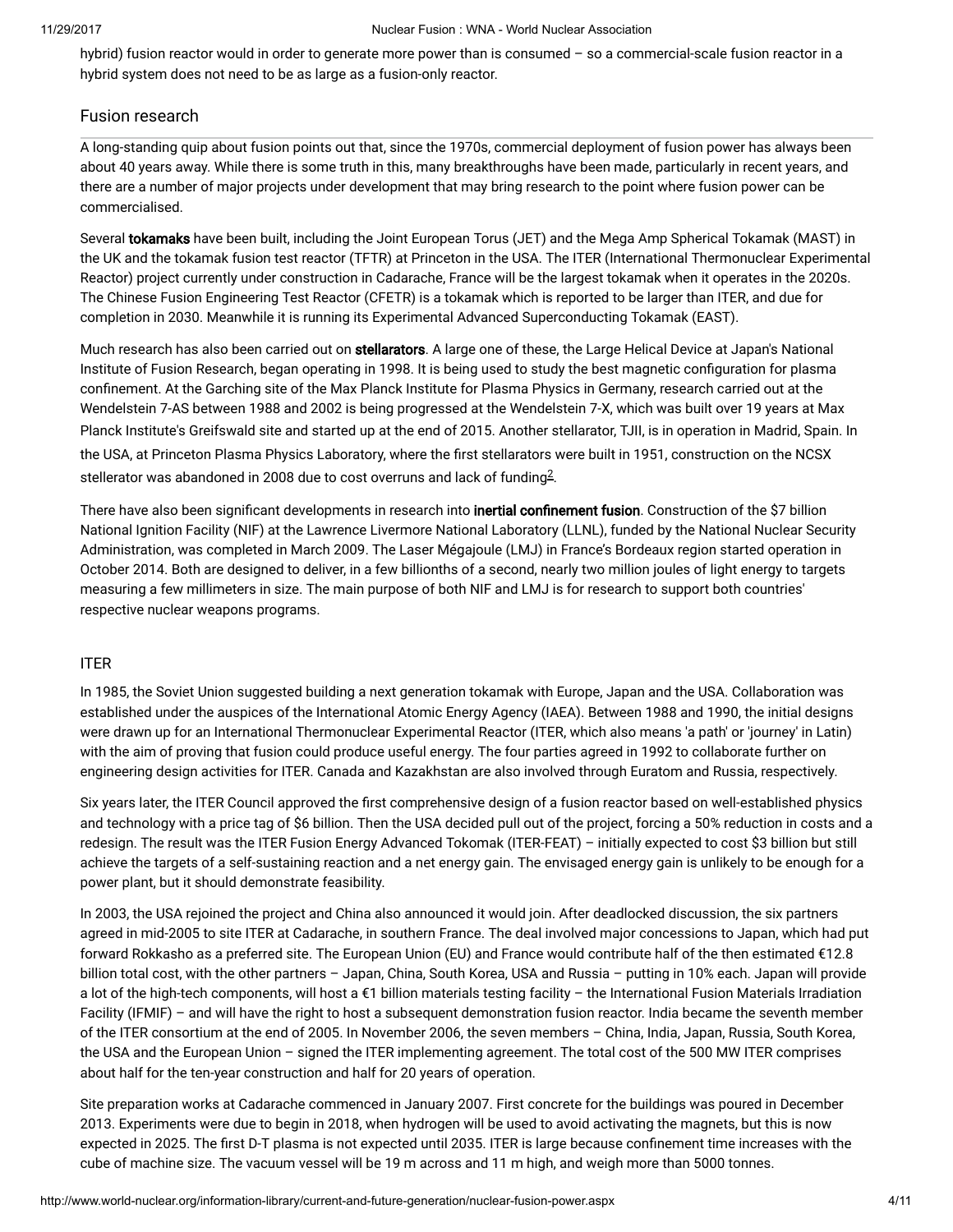hybrid) fusion reactor would in order to generate more power than is consumed – so a commercial-scale fusion reactor in a hybrid system does not need to be as large as a fusion-only reactor.

## Fusion research

A long-standing quip about fusion points out that, since the 1970s, commercial deployment of fusion power has always been about 40 years away. While there is some truth in this, many breakthroughs have been made, particularly in recent years, and there are a number of major projects under development that may bring research to the point where fusion power can be commercialised.

Several **tokamaks** have been built, including the Joint European Torus (JET) and the Mega Amp Spherical Tokamak (MAST) in the UK and the tokamak fusion test reactor (TFTR) at Princeton in the USA. The ITER (International Thermonuclear Experimental Reactor) project currently under construction in Cadarache, France will be the largest tokamak when it operates in the 2020s. The Chinese Fusion Engineering Test Reactor (CFETR) is a tokamak which is reported to be larger than ITER, and due for completion in 2030. Meanwhile it is running its Experimental Advanced Superconducting Tokamak (EAST).

Much research has also been carried out on **stellarators**. A large one of these, the Large Helical Device at Japan's National Institute of Fusion Research, began operating in 1998. It is being used to study the best magnetic configuration for plasma confinement. At the Garching site of the Max Planck Institute for Plasma Physics in Germany, research carried out at the Wendelstein 7-AS between 1988 and 2002 is being progressed at the Wendelstein 7-X, which was built over 19 years at Max Planck Institute's Greifswald site and started up at the end of 2015. Another stellarator, TJII, is in operation in Madrid, Spain. In the USA, at Princeton Plasma Physics Laboratory, where the first stellarators were built in 1951, construction on the NCSX stellerator was abandoned in 2008 due to cost overruns and lack of funding[2].

There have also been significant developments in research into **inertial confinement fusion**. Construction of the $7 billion National Ignition Facility (NIF) at the Lawrence Livermore National Laboratory (LLNL), funded by the National Nuclear Security Administration, was completed in March 2009. The Laser Mégajoule (LMJ) in France's Bordeaux region started operation in October 2014. Both are designed to deliver, in a few billionths of a second, nearly two million joules of light energy to targets measuring a few millimeters in size. The main purpose of both NIF and LMJ is for research to support both countries' respective nuclear weapons programs.

### ITER

In 1985, the Soviet Union suggested building a next generation tokamak with Europe, Japan and the USA. Collaboration was established under the auspices of the International Atomic Energy Agency (IAEA). Between 1988 and 1990, the initial designs were drawn up for an International Thermonuclear Experimental Reactor (ITER, which also means 'a path' or 'journey' in Latin) with the aim of proving that fusion could produce useful energy. The four parties agreed in 1992 to collaborate further on engineering design activities for ITER. Canada and Kazakhstan are also involved through Euratom and Russia, respectively.

Six years later, the ITER Council approved the first comprehensive design of a fusion reactor based on well-established physics and technology with a price tag of $6 billion. Then the USA decided pull out of the project, forcing a 50% reduction in costs and a redesign. The result was the ITER Fusion Energy Advanced Tokomak (ITER-FEAT) – initially expected to cost $3 billion but still achieve the targets of a self-sustaining reaction and a net energy gain. The envisaged energy gain is unlikely to be enough for a power plant, but it should demonstrate feasibility.

In 2003, the USA rejoined the project and China also announced it would join. After deadlocked discussion, the six partners agreed in mid-2005 to site ITER at Cadarache, in southern France. The deal involved major concessions to Japan, which had put forward Rokkasho as a preferred site. The European Union (EU) and France would contribute half of the then estimated €12.8 billion total cost, with the other partners – Japan, China, South Korea, USA and Russia – putting in 10% each. Japan will provide a lot of the high-tech components, will host a €1 billion materials testing facility – the International Fusion Materials Irradiation Facility (IFMIF) – and will have the right to host a subsequent demonstration fusion reactor. India became the seventh member of the ITER consortium at the end of 2005. In November 2006, the seven members – China, India, Japan, Russia, South Korea, the USA and the European Union – signed the ITER implementing agreement. The total cost of the 500 MW ITER comprises about half for the ten-year construction and half for 20 years of operation.

Site preparation works at Cadarache commenced in January 2007. First concrete for the buildings was poured in December 2013. Experiments were due to begin in 2018, when hydrogen will be used to avoid activating the magnets, but this is now expected in 2025. The first D-T plasma is not expected until 2035. ITER is large because confinement time increases with the cube of machine size. The vacuum vessel will be 19 m across and 11 m high, and weigh more than 5000 tonnes.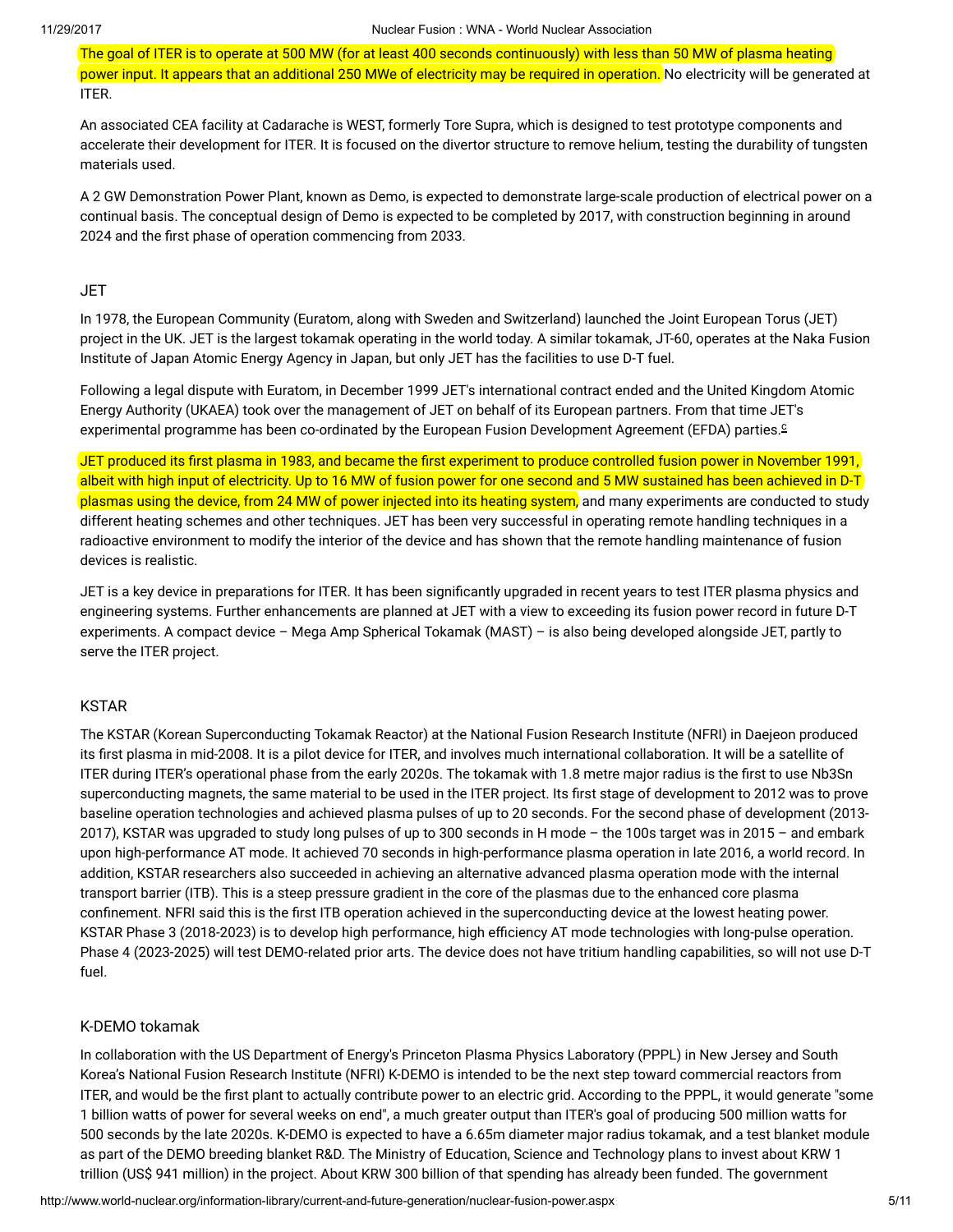The goal of ITER is to operate at 500 MW (for at least 400 seconds continuously) with less than 50 MW of plasma heating power input. It appears that an additional 250 MWe of electricity may be required in operation. No electricity will be generated at ITER.

An associated CEA facility at Cadarache is WEST, formerly Tore Supra, which is designed to test prototype components and accelerate their development for ITER. It is focused on the divertor structure to remove helium, testing the durability of tungsten materials used.

A 2 GW Demonstration Power Plant, known as Demo, is expected to demonstrate large-scale production of electrical power on a continual basis. The conceptual design of Demo is expected to be completed by 2017, with construction beginning in around 2024 and the first phase of operation commencing from 2033.

### JET

In 1978, the European Community (Euratom, along with Sweden and Switzerland) launched the Joint European Torus (JET) project in the UK. JET is the largest tokamak operating in the world today. A similar tokamak, JT-60, operates at the Naka Fusion Institute of Japan Atomic Energy Agency in Japan, but only JET has the facilities to use D-T fuel.

Following a legal dispute with Euratom, in December 1999 JET's international contract ended and the United Kingdom Atomic Energy Authority (UKAEA) took over the management of JET on behalf of its European partners. From that time JET's experimental programme has been co-ordinated by the European Fusion Development Agreement (EFDA) parties.[c]

JET produced its first plasma in 1983, and became the first experiment to produce controlled fusion power in November 1991, albeit with high input of electricity. Up to 16 MW of fusion power for one second and 5 MW sustained has been achieved in D-T plasmas using the device, from 24 MW of power injected into its heating system, and many experiments are conducted to study different heating schemes and other techniques. JET has been very successful in operating remote handling techniques in a radioactive environment to modify the interior of the device and has shown that the remote handling maintenance of fusion devices is realistic.

JET is a key device in preparations for ITER. It has been significantly upgraded in recent years to test ITER plasma physics and engineering systems. Further enhancements are planned at JET with a view to exceeding its fusion power record in future D-T experiments. A compact device – Mega Amp Spherical Tokamak (MAST) – is also being developed alongside JET, partly to serve the ITER project.

### KSTAR

The KSTAR (Korean Superconducting Tokamak Reactor) at the National Fusion Research Institute (NFRI) in Daejeon produced its first plasma in mid-2008. It is a pilot device for ITER, and involves much international collaboration. It will be a satellite of ITER during ITER's operational phase from the early 2020s. The tokamak with 1.8 metre major radius is the first to use $Nb_3Sn$ superconducting magnets, the same material to be used in the ITER project. Its first stage of development to 2012 was to prove baseline operation technologies and achieved plasma pulses of up to 20 seconds. For the second phase of development (2013-2017), KSTAR was upgraded to study long pulses of up to 300 seconds in H mode – the 100s target was in 2015 – and embark upon high-performance AT mode. It achieved 70 seconds in high-performance plasma operation in late 2016, a world record. In addition, KSTAR researchers also succeeded in achieving an alternative advanced plasma operation mode with the internal transport barrier (ITB). This is a steep pressure gradient in the core of the plasmas due to the enhanced core plasma confinement. NFRI said this is the first ITB operation achieved in the superconducting device at the lowest heating power. KSTAR Phase 3 (2018-2023) is to develop high performance, high efficiency AT mode technologies with long-pulse operation. Phase 4 (2023-2025) will test DEMO-related prior arts. The device does not have tritium handling capabilities, so will not use D-T fuel.

### K-DEMO tokamak

In collaboration with the US Department of Energy's Princeton Plasma Physics Laboratory (PPPL) in New Jersey and South Korea's National Fusion Research Institute (NFRI) K-DEMO is intended to be the next step toward commercial reactors from ITER, and would be the first plant to actually contribute power to an electric grid. According to the PPPL, it would generate "some 1 billion watts of power for several weeks on end", a much greater output than ITER's goal of producing 500 million watts for 500 seconds by the late 2020s. K-DEMO is expected to have a 6.65m diameter major radius tokamak, and a test blanket module as part of the DEMO breeding blanket R&D. The Ministry of Education, Science and Technology plans to invest about KRW 1 trillion (US$ 941 million) in the project. About KRW 300 billion of that spending has already been funded. The government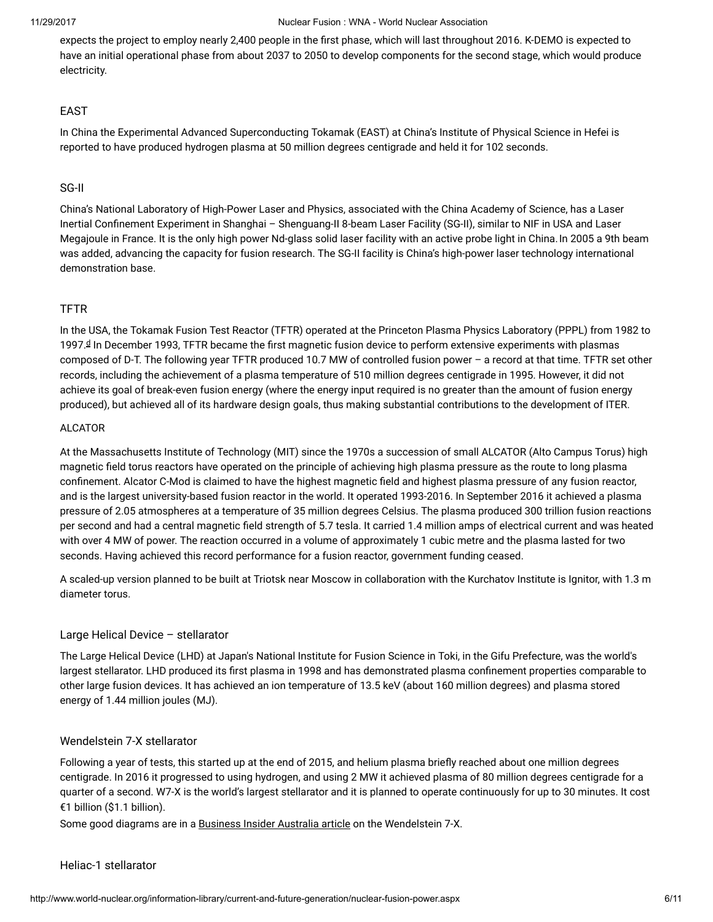expects the project to employ nearly 2,400 people in the first phase, which will last throughout 2016. K-DEMO is expected to have an initial operational phase from about 2037 to 2050 to develop components for the second stage, which would produce electricity.

### EAST

In China the Experimental Advanced Superconducting Tokamak (EAST) at China's Institute of Physical Science in Hefei is reported to have produced hydrogen plasma at 50 million degrees centigrade and held it for 102 seconds.

### SG-II

China's National Laboratory of High-Power Laser and Physics, associated with the China Academy of Science, has a Laser Inertial Confinement Experiment in Shanghai – Shenguang-II 8-beam Laser Facility (SG-II), similar to NIF in USA and Laser Megajoule in France. It is the only high power Nd-glass solid laser facility with an active probe light in China. In 2005 a 9th beam was added, advancing the capacity for fusion research. The SG-II facility is China's high-power laser technology international demonstration base.

### TFTR

In the USA, the Tokamak Fusion Test Reactor (TFTR) operated at the Princeton Plasma Physics Laboratory (PPPL) from 1982 to 1997.[d] In December 1993, TFTR became the first magnetic fusion device to perform extensive experiments with plasmas composed of D-T. The following year TFTR produced 10.7 MW of controlled fusion power – a record at that time. TFTR set other records, including the achievement of a plasma temperature of 510 million degrees centigrade in 1995. However, it did not achieve its goal of break-even fusion energy (where the energy input required is no greater than the amount of fusion energy produced), but achieved all of its hardware design goals, thus making substantial contributions to the development of ITER.

#### ALCATOR

At the Massachusetts Institute of Technology (MIT) since the 1970s a succession of small ALCATOR (Alto Campus Torus) high magnetic field torus reactors have operated on the principle of achieving high plasma pressure as the route to long plasma confinement. Alcator C-Mod is claimed to have the highest magnetic field and highest plasma pressure of any fusion reactor, and is the largest university-based fusion reactor in the world. It operated 1993-2016. In September 2016 it achieved a plasma pressure of 2.05 atmospheres at a temperature of 35 million degrees Celsius. The plasma produced 300 trillion fusion reactions per second and had a central magnetic field strength of 5.7 tesla. It carried 1.4 million amps of electrical current and was heated with over 4 MW of power. The reaction occurred in a volume of approximately 1 cubic metre and the plasma lasted for two seconds. Having achieved this record performance for a fusion reactor, government funding ceased.

A scaled-up version planned to be built at Triotsk near Moscow in collaboration with the Kurchatov Institute is Ignitor, with 1.3 m diameter torus.

### Large Helical Device – stellarator

The Large Helical Device (LHD) at Japan's National Institute for Fusion Science in Toki, in the Gifu Prefecture, was the world's largest stellarator. LHD produced its first plasma in 1998 and has demonstrated plasma confinement properties comparable to other large fusion devices. It has achieved an ion temperature of 13.5 keV (about 160 million degrees) and plasma stored energy of 1.44 million joules (MJ).

### Wendelstein 7-X stellarator

Following a year of tests, this started up at the end of 2015, and helium plasma briefly reached about one million degrees centigrade. In 2016 it progressed to using hydrogen, and using 2 MW it achieved plasma of 80 million degrees centigrade for a quarter of a second. W7-X is the world's largest stellarator and it is planned to operate continuously for up to 30 minutes. It cost €1 billion ($1.1 billion).
Some good diagrams are in a Business Insider Australia article on the Wendelstein 7-X.

### Heliac-1 stellarator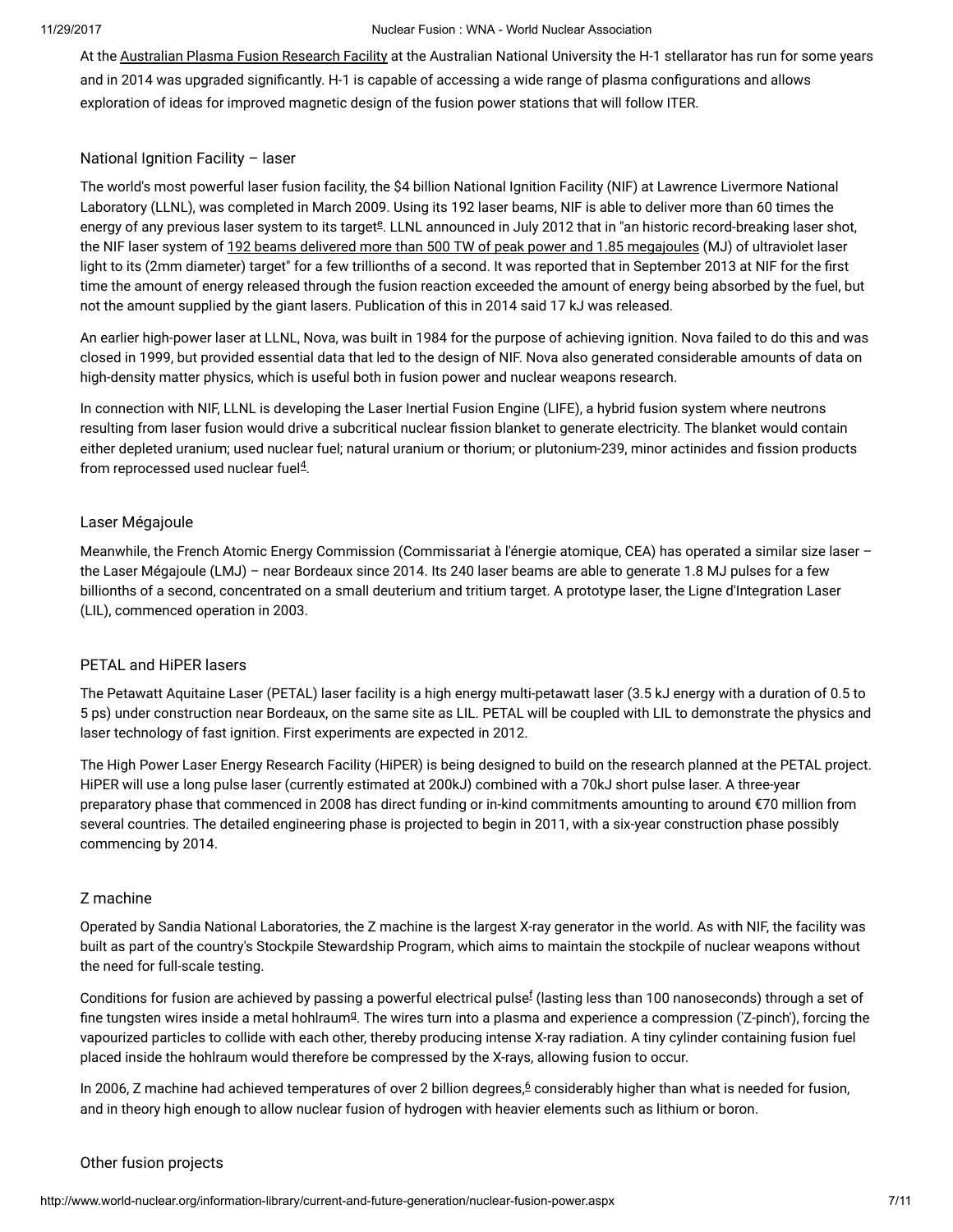At the Australian Plasma Fusion Research Facility at the Australian National University the H-1 stellarator has run for some years and in 2014 was upgraded significantly. H-1 is capable of accessing a wide range of plasma configurations and allows exploration of ideas for improved magnetic design of the fusion power stations that will follow ITER.

### National Ignition Facility – laser

The world's most powerful laser fusion facility, the $4 billion National Ignition Facility (NIF) at Lawrence Livermore National Laboratory (LLNL), was completed in March 2009. Using its 192 laser beams, NIF is able to deliver more than 60 times the energy of any previous laser system to its target[e]. LLNL announced in July 2012 that in "an historic record-breaking laser shot, the NIF laser system of 192 beams delivered more than 500 TW of peak power and 1.85 megajoules (MJ) of ultraviolet laser light to its (2mm diameter) target" for a few trillionths of a second. It was reported that in September 2013 at NIF for the first time the amount of energy released through the fusion reaction exceeded the amount of energy being absorbed by the fuel, but not the amount supplied by the giant lasers. Publication of this in 2014 said 17 kJ was released.

An earlier high-power laser at LLNL, Nova, was built in 1984 for the purpose of achieving ignition. Nova failed to do this and was closed in 1999, but provided essential data that led to the design of NIF. Nova also generated considerable amounts of data on high-density matter physics, which is useful both in fusion power and nuclear weapons research.

In connection with NIF, LLNL is developing the Laser Inertial Fusion Engine (LIFE), a hybrid fusion system where neutrons resulting from laser fusion would drive a subcritical nuclear fission blanket to generate electricity. The blanket would contain either depleted uranium; used nuclear fuel; natural uranium or thorium; or plutonium-239, minor actinides and fission products from reprocessed used nuclear fuel[4].

### Laser Mégajoule

Meanwhile, the French Atomic Energy Commission (Commissariat à l'énergie atomique, CEA) has operated a similar size laser – the Laser Mégajoule (LMJ) – near Bordeaux since 2014. Its 240 laser beams are able to generate 1.8 MJ pulses for a few billionths of a second, concentrated on a small deuterium and tritium target. A prototype laser, the Ligne d'Integration Laser (LIL), commenced operation in 2003.

### PETAL and HiPER lasers

The Petawatt Aquitaine Laser (PETAL) laser facility is a high energy multi-petawatt laser (3.5 kJ energy with a duration of 0.5 to 5 ps) under construction near Bordeaux, on the same site as LIL. PETAL will be coupled with LIL to demonstrate the physics and laser technology of fast ignition. First experiments are expected in 2012.

The High Power Laser Energy Research Facility (HiPER) is being designed to build on the research planned at the PETAL project. HiPER will use a long pulse laser (currently estimated at 200kJ) combined with a 70kJ short pulse laser. A three-year preparatory phase that commenced in 2008 has direct funding or in-kind commitments amounting to around €70 million from several countries. The detailed engineering phase is projected to begin in 2011, with a six-year construction phase possibly commencing by 2014.

### Z machine

Operated by Sandia National Laboratories, the Z machine is the largest X-ray generator in the world. As with NIF, the facility was built as part of the country's Stockpile Stewardship Program, which aims to maintain the stockpile of nuclear weapons without the need for full-scale testing.

Conditions for fusion are achieved by passing a powerful electrical pulse[f] (lasting less than 100 nanoseconds) through a set of fine tungsten wires inside a metal hohlraum[g]. The wires turn into a plasma and experience a compression ('Z-pinch'), forcing the vapourized particles to collide with each other, thereby producing intense X-ray radiation. A tiny cylinder containing fusion fuel placed inside the hohlraum would therefore be compressed by the X-rays, allowing fusion to occur.

In 2006, Z machine had achieved temperatures of over 2 billion degrees,[6] considerably higher than what is needed for fusion, and in theory high enough to allow nuclear fusion of hydrogen with heavier elements such as lithium or boron.

### Other fusion projects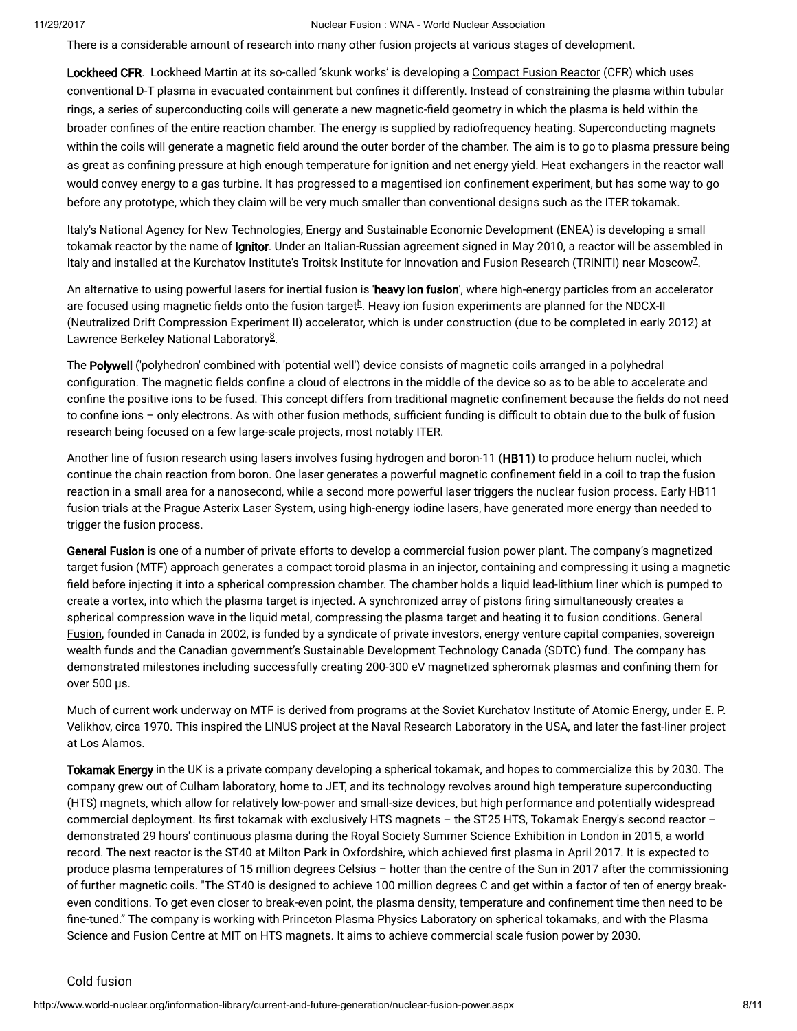There is a considerable amount of research into many other fusion projects at various stages of development.

**Lockheed CFR**. Lockheed Martin at its so-called 'skunk works' is developing a Compact Fusion Reactor (CFR) which uses conventional D-T plasma in evacuated containment but confines it differently. Instead of constraining the plasma within tubular rings, a series of superconducting coils will generate a new magnetic-field geometry in which the plasma is held within the broader confines of the entire reaction chamber. The energy is supplied by radiofrequency heating. Superconducting magnets within the coils will generate a magnetic field around the outer border of the chamber. The aim is to go to plasma pressure being as great as confining pressure at high enough temperature for ignition and net energy yield. Heat exchangers in the reactor wall would convey energy to a gas turbine. It has progressed to a magentised ion confinement experiment, but has some way to go before any prototype, which they claim will be very much smaller than conventional designs such as the ITER tokamak.

Italy's National Agency for New Technologies, Energy and Sustainable Economic Development (ENEA) is developing a small tokamak reactor by the name of **Ignitor**. Under an Italian-Russian agreement signed in May 2010, a reactor will be assembled in Italy and installed at the Kurchatov Institute's Troitsk Institute for Innovation and Fusion Research (TRINITI) near Moscow[7].

An alternative to using powerful lasers for inertial fusion is '**heavy ion fusion**', where high-energy particles from an accelerator are focused using magnetic fields onto the fusion target[h]. Heavy ion fusion experiments are planned for the NDCX-II (Neutralized Drift Compression Experiment II) accelerator, which is under construction (due to be completed in early 2012) at Lawrence Berkeley National Laboratory[8].

The **Polywell** ('polyhedron' combined with 'potential well') device consists of magnetic coils arranged in a polyhedral configuration. The magnetic fields confine a cloud of electrons in the middle of the device so as to be able to accelerate and confine the positive ions to be fused. This concept differs from traditional magnetic confinement because the fields do not need to confine ions – only electrons. As with other fusion methods, sufficient funding is difficult to obtain due to the bulk of fusion research being focused on a few large-scale projects, most notably ITER.

Another line of fusion research using lasers involves fusing hydrogen and boron-11 (**HB11**) to produce helium nuclei, which continue the chain reaction from boron. One laser generates a powerful magnetic confinement field in a coil to trap the fusion reaction in a small area for a nanosecond, while a second more powerful laser triggers the nuclear fusion process. Early HB11 fusion trials at the Prague Asterix Laser System, using high-energy iodine lasers, have generated more energy than needed to trigger the fusion process.

**General Fusion** is one of a number of private efforts to develop a commercial fusion power plant. The company's magnetized target fusion (MTF) approach generates a compact toroid plasma in an injector, containing and compressing it using a magnetic field before injecting it into a spherical compression chamber. The chamber holds a liquid lead-lithium liner which is pumped to create a vortex, into which the plasma target is injected. A synchronized array of pistons firing simultaneously creates a spherical compression wave in the liquid metal, compressing the plasma target and heating it to fusion conditions. General Fusion, founded in Canada in 2002, is funded by a syndicate of private investors, energy venture capital companies, sovereign wealth funds and the Canadian government's Sustainable Development Technology Canada (SDTC) fund. The company has demonstrated milestones including successfully creating 200-300 eV magnetized spheromak plasmas and confining them for over 500 µs.

Much of current work underway on MTF is derived from programs at the Soviet Kurchatov Institute of Atomic Energy, under E. P. Velikhov, circa 1970. This inspired the LINUS project at the Naval Research Laboratory in the USA, and later the fast-liner project at Los Alamos.

**Tokamak Energy** in the UK is a private company developing a spherical tokamak, and hopes to commercialize this by 2030. The company grew out of Culham laboratory, home to JET, and its technology revolves around high temperature superconducting (HTS) magnets, which allow for relatively low-power and small-size devices, but high performance and potentially widespread commercial deployment. Its first tokamak with exclusively HTS magnets – the ST25 HTS, Tokamak Energy's second reactor – demonstrated 29 hours' continuous plasma during the Royal Society Summer Science Exhibition in London in 2015, a world record. The next reactor is the ST40 at Milton Park in Oxfordshire, which achieved first plasma in April 2017. It is expected to produce plasma temperatures of 15 million degrees Celsius – hotter than the centre of the Sun in 2017 after the commissioning of further magnetic coils. "The ST40 is designed to achieve 100 million degrees C and get within a factor of ten of energy break-even conditions. To get even closer to break-even point, the plasma density, temperature and confinement time then need to be fine-tuned." The company is working with Princeton Plasma Physics Laboratory on spherical tokamaks, and with the Plasma Science and Fusion Centre at MIT on HTS magnets. It aims to achieve commercial scale fusion power by 2030.

## Cold fusion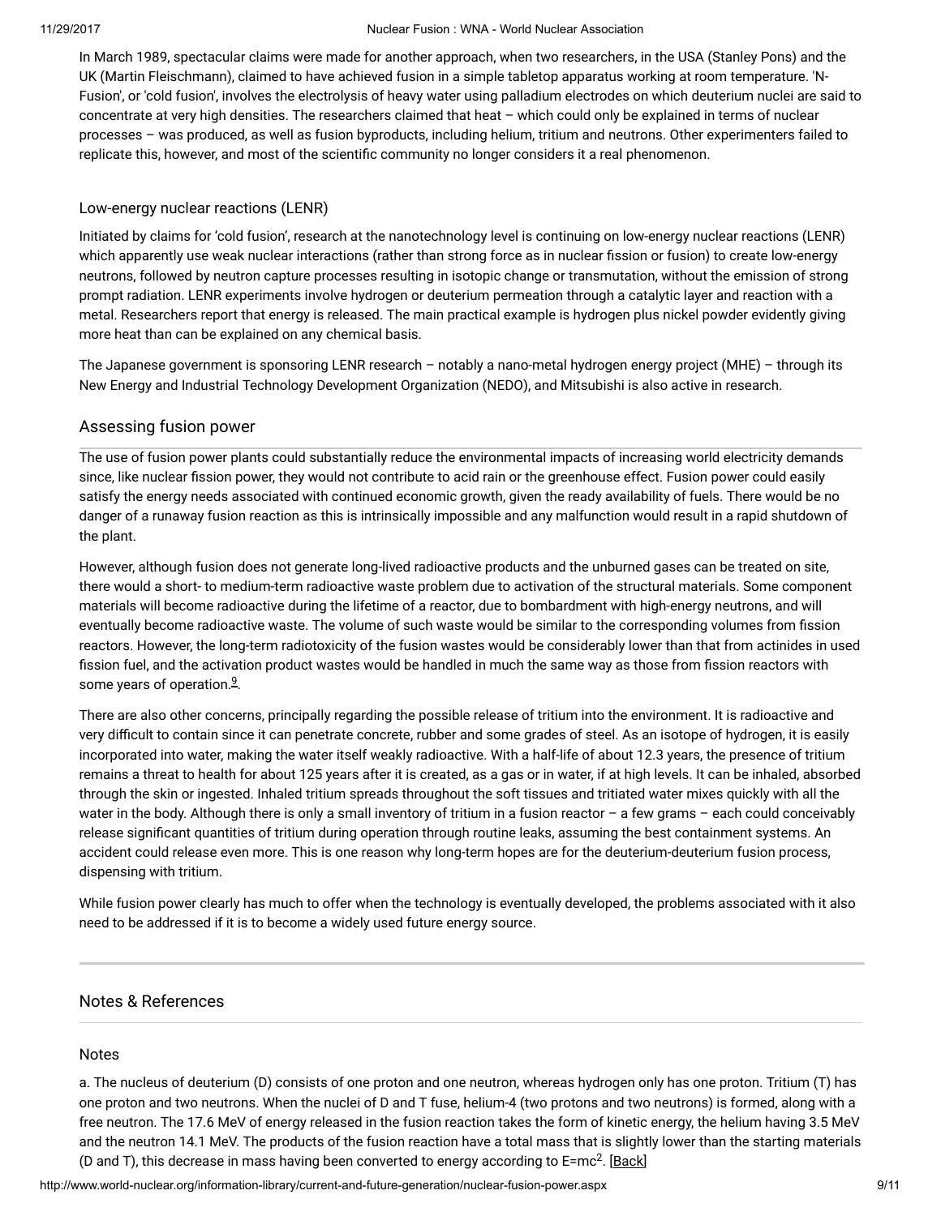In March 1989, spectacular claims were made for another approach, when two researchers, in the USA (Stanley Pons) and the UK (Martin Fleischmann), claimed to have achieved fusion in a simple tabletop apparatus working at room temperature. 'N-Fusion', or 'cold fusion', involves the electrolysis of heavy water using palladium electrodes on which deuterium nuclei are said to concentrate at very high densities. The researchers claimed that heat – which could only be explained in terms of nuclear processes – was produced, as well as fusion byproducts, including helium, tritium and neutrons. Other experimenters failed to replicate this, however, and most of the scientific community no longer considers it a real phenomenon.

### Low-energy nuclear reactions (LENR)

Initiated by claims for 'cold fusion', research at the nanotechnology level is continuing on low-energy nuclear reactions (LENR) which apparently use weak nuclear interactions (rather than strong force as in nuclear fission or fusion) to create low-energy neutrons, followed by neutron capture processes resulting in isotopic change or transmutation, without the emission of strong prompt radiation. LENR experiments involve hydrogen or deuterium permeation through a catalytic layer and reaction with a metal. Researchers report that energy is released. The main practical example is hydrogen plus nickel powder evidently giving more heat than can be explained on any chemical basis.

The Japanese government is sponsoring LENR research – notably a nano-metal hydrogen energy project (MHE) – through its New Energy and Industrial Technology Development Organization (NEDO), and Mitsubishi is also active in research.

## Assessing fusion power

The use of fusion power plants could substantially reduce the environmental impacts of increasing world electricity demands since, like nuclear fission power, they would not contribute to acid rain or the greenhouse effect. Fusion power could easily satisfy the energy needs associated with continued economic growth, given the ready availability of fuels. There would be no danger of a runaway fusion reaction as this is intrinsically impossible and any malfunction would result in a rapid shutdown of the plant.

However, although fusion does not generate long-lived radioactive products and the unburned gases can be treated on site, there would a short- to medium-term radioactive waste problem due to activation of the structural materials. Some component materials will become radioactive during the lifetime of a reactor, due to bombardment with high-energy neutrons, and will eventually become radioactive waste. The volume of such waste would be similar to the corresponding volumes from fission reactors. However, the long-term radiotoxicity of the fusion wastes would be considerably lower than that from actinides in used fission fuel, and the activation product wastes would be handled in much the same way as those from fission reactors with some years of operation.[9]

There are also other concerns, principally regarding the possible release of tritium into the environment. It is radioactive and very difficult to contain since it can penetrate concrete, rubber and some grades of steel. As an isotope of hydrogen, it is easily incorporated into water, making the water itself weakly radioactive. With a half-life of about 12.3 years, the presence of tritium remains a threat to health for about 125 years after it is created, as a gas or in water, if at high levels. It can be inhaled, absorbed through the skin or ingested. Inhaled tritium spreads throughout the soft tissues and tritiated water mixes quickly with all the water in the body. Although there is only a small inventory of tritium in a fusion reactor – a few grams – each could conceivably release significant quantities of tritium during operation through routine leaks, assuming the best containment systems. An accident could release even more. This is one reason why long-term hopes are for the deuterium-deuterium fusion process, dispensing with tritium.

While fusion power clearly has much to offer when the technology is eventually developed, the problems associated with it also need to be addressed if it is to become a widely used future energy source.

## Notes & References

### Notes

a. The nucleus of deuterium (D) consists of one proton and one neutron, whereas hydrogen only has one proton. Tritium (T) has one proton and two neutrons. When the nuclei of D and T fuse, helium-4 (two protons and two neutrons) is formed, along with a free neutron. The 17.6 MeV of energy released in the fusion reaction takes the form of kinetic energy, the helium having 3.5 MeV and the neutron 14.1 MeV. The products of the fusion reaction have a total mass that is slightly lower than the starting materials (D and T), this decrease in mass having been converted to energy according to $E=mc^2$. [Back]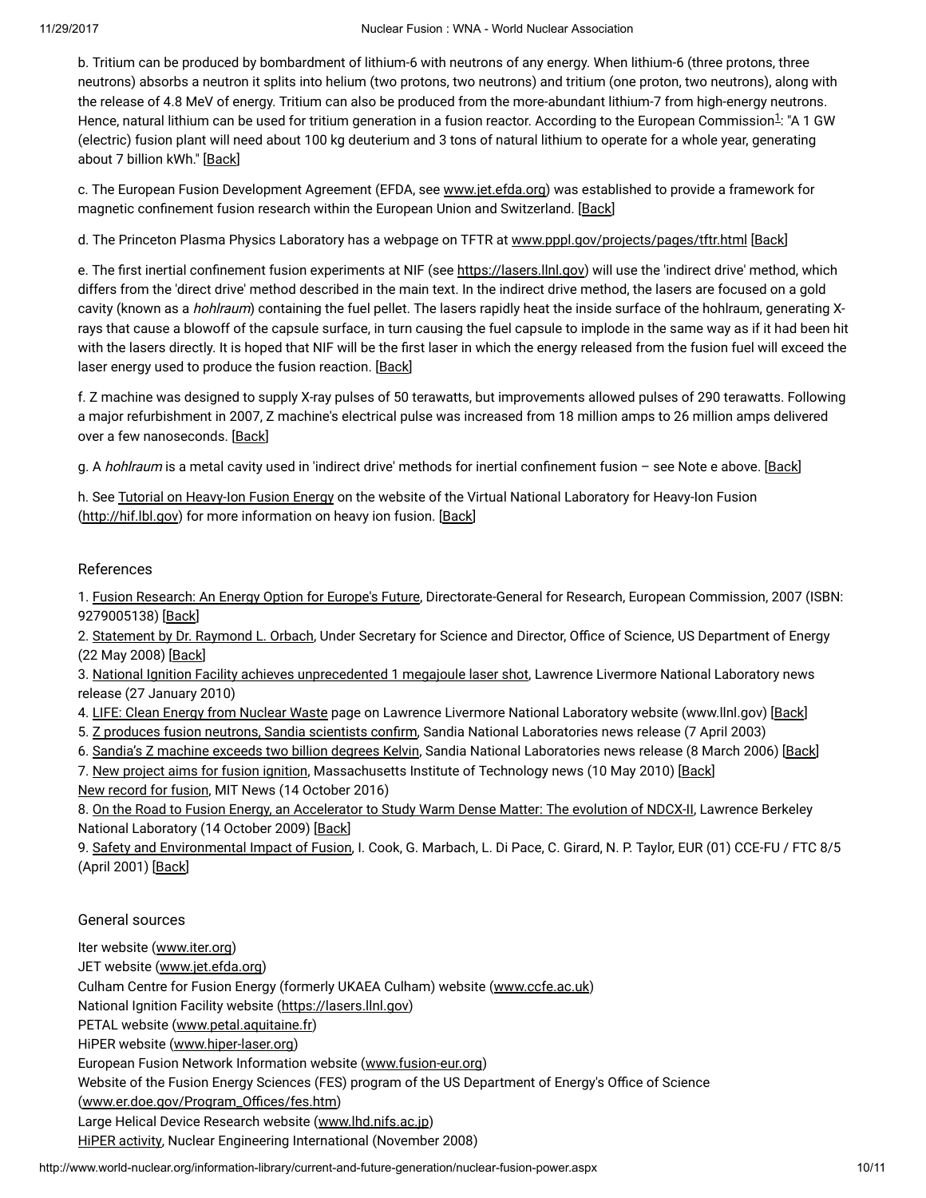b. Tritium can be produced by bombardment of lithium-6 with neutrons of any energy. When lithium-6 (three protons, three neutrons) absorbs a neutron it splits into helium (two protons, two neutrons) and tritium (one proton, two neutrons), along with the release of 4.8 MeV of energy. Tritium can also be produced from the more-abundant lithium-7 from high-energy neutrons. Hence, natural lithium can be used for tritium generation in a fusion reactor. According to the European Commission[1]: "A 1 GW (electric) fusion plant will need about 100 kg deuterium and 3 tons of natural lithium to operate for a whole year, generating about 7 billion kWh." [Back]

c. The European Fusion Development Agreement (EFDA, see www.jet.efda.org) was established to provide a framework for magnetic confinement fusion research within the European Union and Switzerland. [Back]

d. The Princeton Plasma Physics Laboratory has a webpage on TFTR at www.pppl.gov/projects/pages/tftr.html [Back]

e. The first inertial confinement fusion experiments at NIF (see https://lasers.llnl.gov) will use the 'indirect drive' method, which differs from the 'direct drive' method described in the main text. In the indirect drive method, the lasers are focused on a gold cavity (known as a *hohlraum*) containing the fuel pellet. The lasers rapidly heat the inside surface of the hohlraum, generating X-rays that cause a blowoff of the capsule surface, in turn causing the fuel capsule to implode in the same way as if it had been hit with the lasers directly. It is hoped that NIF will be the first laser in which the energy released from the fusion fuel will exceed the laser energy used to produce the fusion reaction. [Back]

f. Z machine was designed to supply X-ray pulses of 50 terawatts, but improvements allowed pulses of 290 terawatts. Following a major refurbishment in 2007, Z machine's electrical pulse was increased from 18 million amps to 26 million amps delivered over a few nanoseconds. [Back]

g. A *hohlraum* is a metal cavity used in 'indirect drive' methods for inertial confinement fusion – see Note e above. [Back]

h. See Tutorial on Heavy-Ion Fusion Energy on the website of the Virtual National Laboratory for Heavy-Ion Fusion (http://hif.lbl.gov) for more information on heavy ion fusion. [Back]

## References

1. Fusion Research: An Energy Option for Europe's Future, Directorate-General for Research, European Commission, 2007 (ISBN: 9279005138) [Back]
2. Statement by Dr. Raymond L. Orbach, Under Secretary for Science and Director, Office of Science, US Department of Energy (22 May 2008) [Back]
3. National Ignition Facility achieves unprecedented 1 megajoule laser shot, Lawrence Livermore National Laboratory news release (27 January 2010)
4. LIFE: Clean Energy from Nuclear Waste page on Lawrence Livermore National Laboratory website (www.llnl.gov) [Back]
5. Z produces fusion neutrons, Sandia scientists confirm, Sandia National Laboratories news release (7 April 2003)
6. Sandia's Z machine exceeds two billion degrees Kelvin, Sandia National Laboratories news release (8 March 2006) [Back]
7. New project aims for fusion ignition, Massachusetts Institute of Technology news (10 May 2010) [Back]
New record for fusion, MIT News (14 October 2016)
8. On the Road to Fusion Energy, an Accelerator to Study Warm Dense Matter: The evolution of NDCX-II, Lawrence Berkeley National Laboratory (14 October 2009) [Back]
9. Safety and Environmental Impact of Fusion, I. Cook, G. Marbach, L. Di Pace, C. Girard, N. P. Taylor, EUR (01) CCE-FU / FTC 8/5 (April 2001) [Back]

## General sources

Iter website (www.iter.org)
JET website (www.jet.efda.org)
Culham Centre for Fusion Energy (formerly UKAEA Culham) website (www.ccfe.ac.uk)
National Ignition Facility website (https://lasers.llnl.gov)
PETAL website (www.petal.aquitaine.fr)
HiPER website (www.hiper-laser.org)
European Fusion Network Information website (www.fusion-eur.org)
Website of the Fusion Energy Sciences (FES) program of the US Department of Energy's Office of Science (www.er.doe.gov/Program_Offices/fes.htm)
Large Helical Device Research website (www.lhd.nifs.ac.jp)
HiPER activity, Nuclear Engineering International (November 2008)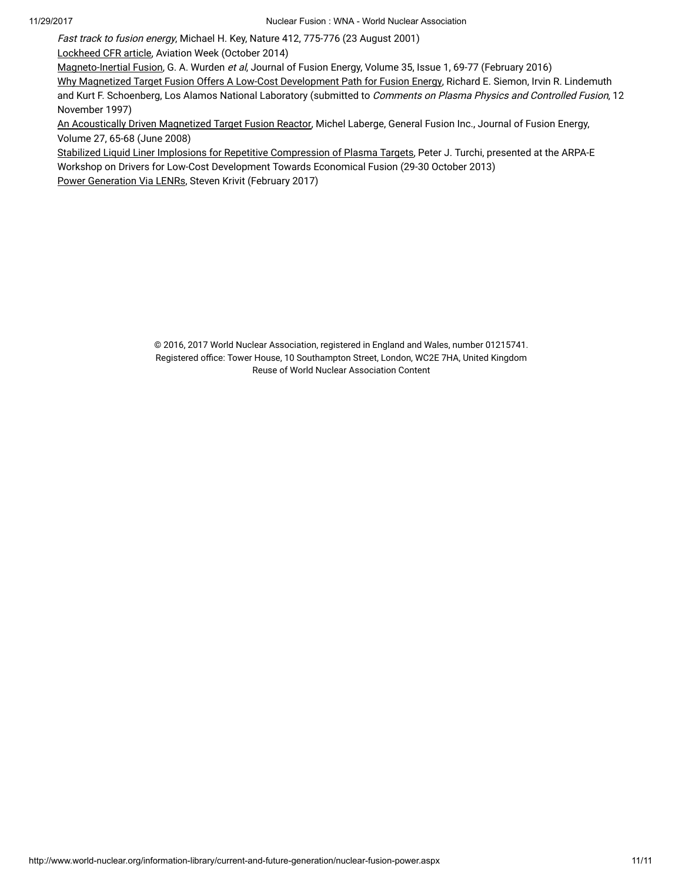*Fast track to fusion energy*, Michael H. Key, Nature 412, 775-776 (23 August 2001)

Lockheed CFR article, Aviation Week (October 2014)

Magneto-Inertial Fusion, G. A. Wurden *et al*, Journal of Fusion Energy, Volume 35, Issue 1, 69-77 (February 2016)

Why Magnetized Target Fusion Offers A Low-Cost Development Path for Fusion Energy, Richard E. Siemon, Irvin R. Lindemuth and Kurt F. Schoenberg, Los Alamos National Laboratory (submitted to *Comments on Plasma Physics and Controlled Fusion*, 12 November 1997)

An Acoustically Driven Magnetized Target Fusion Reactor, Michel Laberge, General Fusion Inc., Journal of Fusion Energy, Volume 27, 65-68 (June 2008)

Stabilized Liquid Liner Implosions for Repetitive Compression of Plasma Targets, Peter J. Turchi, presented at the ARPA-E Workshop on Drivers for Low-Cost Development Towards Economical Fusion (29-30 October 2013)

Power Generation Via LENRs, Steven Krivit (February 2017)

© 2016, 2017 World Nuclear Association, registered in England and Wales, number 01215741.
Registered office: Tower House, 10 Southampton Street, London, WC2E 7HA, United Kingdom
Reuse of World Nuclear Association Content